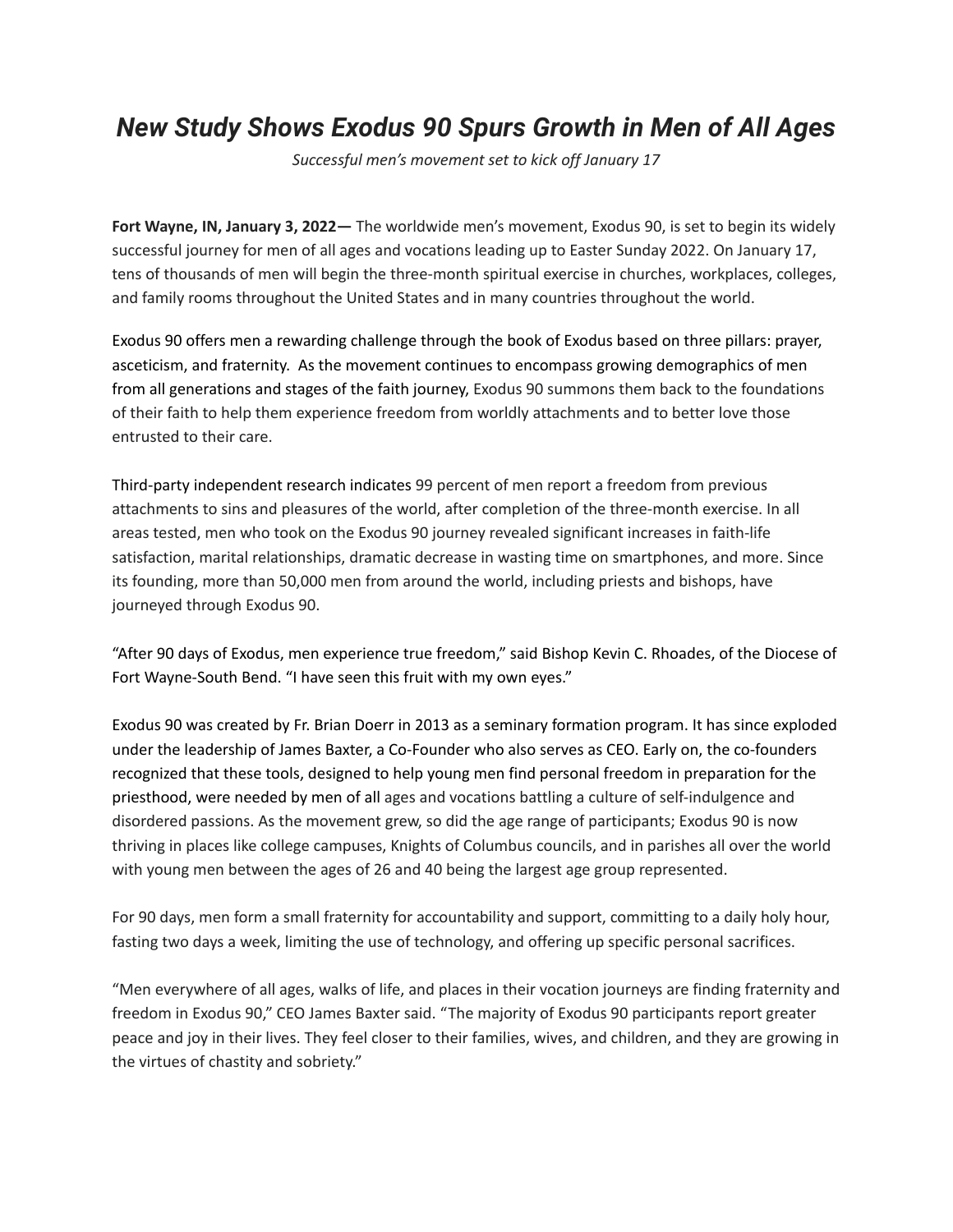# *New Study Shows Exodus 90 Spurs Growth in Men of All Ages*

*Successful men's movement set to kick off January 17*

**Fort Wayne, IN, January 3, 2022—** The worldwide men's movement, Exodus 90, is set to begin its widely successful journey for men of all ages and vocations leading up to Easter Sunday 2022. On January 17, tens of thousands of men will begin the three-month spiritual exercise in churches, workplaces, colleges, and family rooms throughout the United States and in many countries throughout the world.

Exodus 90 offers men a rewarding challenge through the book of Exodus based on three pillars: prayer, asceticism, and fraternity. As the movement continues to encompass growing demographics of men from all generations and stages of the faith journey, Exodus 90 summons them back to the foundations of their faith to help them experience freedom from worldly attachments and to better love those entrusted to their care.

Third-party independent research indicates 99 percent of men report a freedom from previous attachments to sins and pleasures of the world, after completion of the three-month exercise. In all areas tested, men who took on the Exodus 90 journey revealed significant increases in faith-life satisfaction, marital relationships, dramatic decrease in wasting time on smartphones, and more. Since its founding, more than 50,000 men from around the world, including priests and bishops, have journeyed through Exodus 90.

"After 90 days of Exodus, men experience true freedom," said Bishop Kevin C. Rhoades, of the Diocese of Fort Wayne-South Bend. "I have seen this fruit with my own eyes."

Exodus 90 was created by Fr. Brian Doerr in 2013 as a seminary formation program. It has since exploded under the leadership of James Baxter, a Co-Founder who also serves as CEO. Early on, the co-founders recognized that these tools, designed to help young men find personal freedom in preparation for the priesthood, were needed by men of all ages and vocations battling a culture of self-indulgence and disordered passions. As the movement grew, so did the age range of participants; Exodus 90 is now thriving in places like college campuses, Knights of Columbus councils, and in parishes all over the world with young men between the ages of 26 and 40 being the largest age group represented.

For 90 days, men form a small fraternity for accountability and support, committing to a daily holy hour, fasting two days a week, limiting the use of technology, and offering up specific personal sacrifices.

"Men everywhere of all ages, walks of life, and places in their vocation journeys are finding fraternity and freedom in Exodus 90," CEO James Baxter said. "The majority of Exodus 90 participants report greater peace and joy in their lives. They feel closer to their families, wives, and children, and they are growing in the virtues of chastity and sobriety."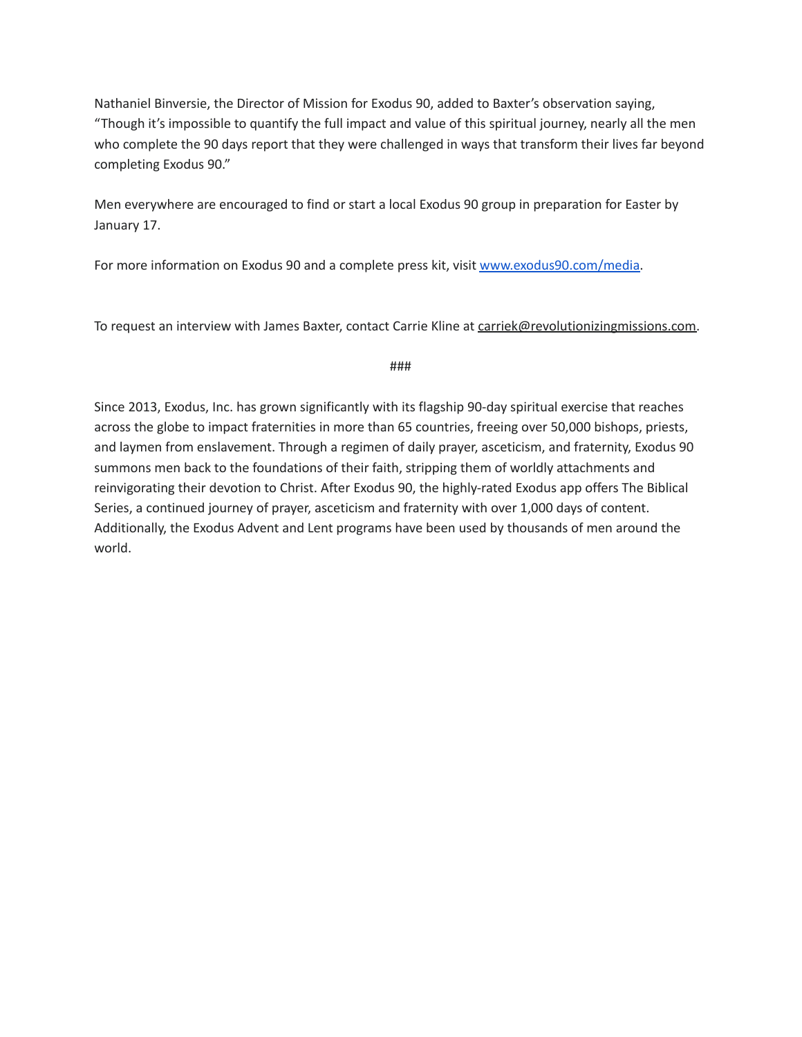Nathaniel Binversie, the Director of Mission for Exodus 90, added to Baxter's observation saying, "Though it's impossible to quantify the full impact and value of this spiritual journey, nearly all the men who complete the 90 days report that they were challenged in ways that transform their lives far beyond completing Exodus 90."

Men everywhere are encouraged to find or start a local Exodus 90 group in preparation for Easter by January 17.

For more information on Exodus 90 and a complete press kit, visit [www.exodus90.com/media](www.exodus90.com/media).

To request an interview with James Baxter, contact Carrie Kline at carriek@revolutionizingmissions.com.

###

Since 2013, Exodus, Inc. has grown significantly with its flagship 90-day spiritual exercise that reaches across the globe to impact fraternities in more than 65 countries, freeing over 50,000 bishops, priests, and laymen from enslavement. Through a regimen of daily prayer, asceticism, and fraternity, Exodus 90 summons men back to the foundations of their faith, stripping them of worldly attachments and reinvigorating their devotion to Christ. After Exodus 90, the highly-rated Exodus app offers The Biblical Series, a continued journey of prayer, asceticism and fraternity with over 1,000 days of content. Additionally, the Exodus Advent and Lent programs have been used by thousands of men around the world.